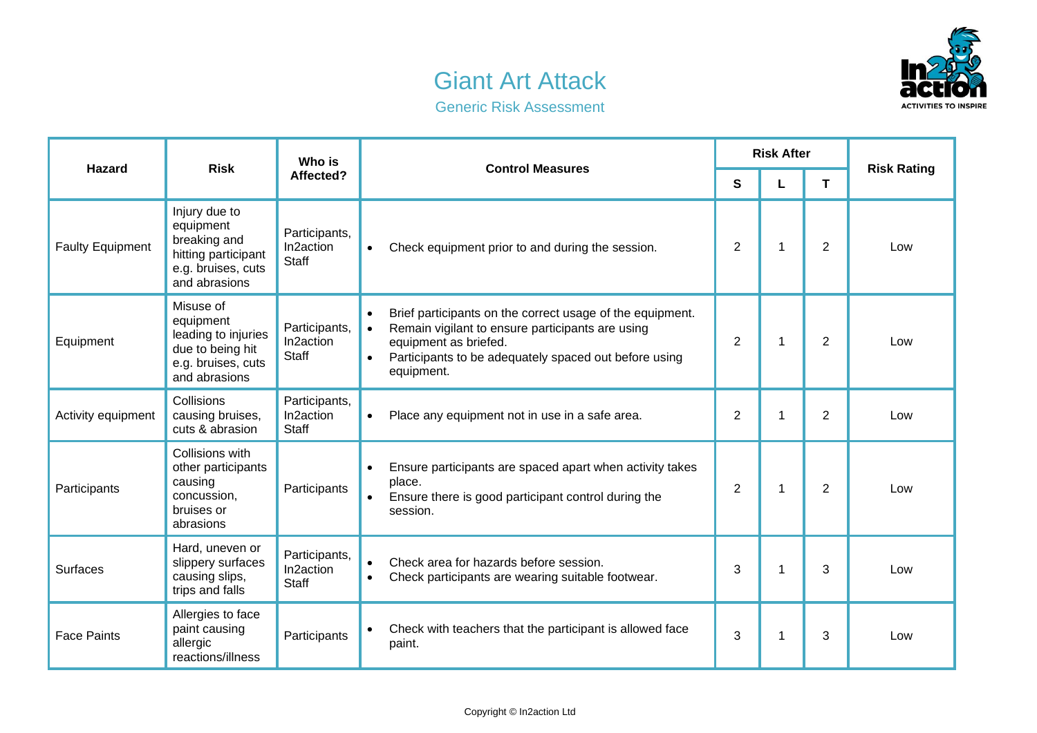# Giant Art Attack

## Generic Risk Assessment

| Hazard | Risk | Who is Affected? | Control Measures | Risk After | | | Risk Rating |
|---|---|---|---|---|---|---|---|
| | | | | S | L | T | |
| Faulty Equipment | Injury due to equipment breaking and hitting participant e.g. bruises, cuts and abrasions | Participants, In2action Staff | • Check equipment prior to and during the session. | 2 | 1 | 2 | Low |
| Equipment | Misuse of equipment leading to injuries due to being hit e.g. bruises, cuts and abrasions | Participants, In2action Staff | • Brief participants on the correct usage of the equipment.<br>• Remain vigilant to ensure participants are using equipment as briefed.<br>• Participants to be adequately spaced out before using equipment. | 2 | 1 | 2 | Low |
| Activity equipment | Collisions causing bruises, cuts & abrasion | Participants, In2action Staff | • Place any equipment not in use in a safe area. | 2 | 1 | 2 | Low |
| Participants | Collisions with other participants causing concussion, bruises or abrasions | Participants | • Ensure participants are spaced apart when activity takes place.<br>• Ensure there is good participant control during the session. | 2 | 1 | 2 | Low |
| Surfaces | Hard, uneven or slippery surfaces causing slips, trips and falls | Participants, In2action Staff | • Check area for hazards before session.<br>• Check participants are wearing suitable footwear. | 3 | 1 | 3 | Low |
| Face Paints | Allergies to face paint causing allergic reactions/illness | Participants | • Check with teachers that the participant is allowed face paint. | 3 | 1 | 3 | Low |

Copyright © In2action Ltd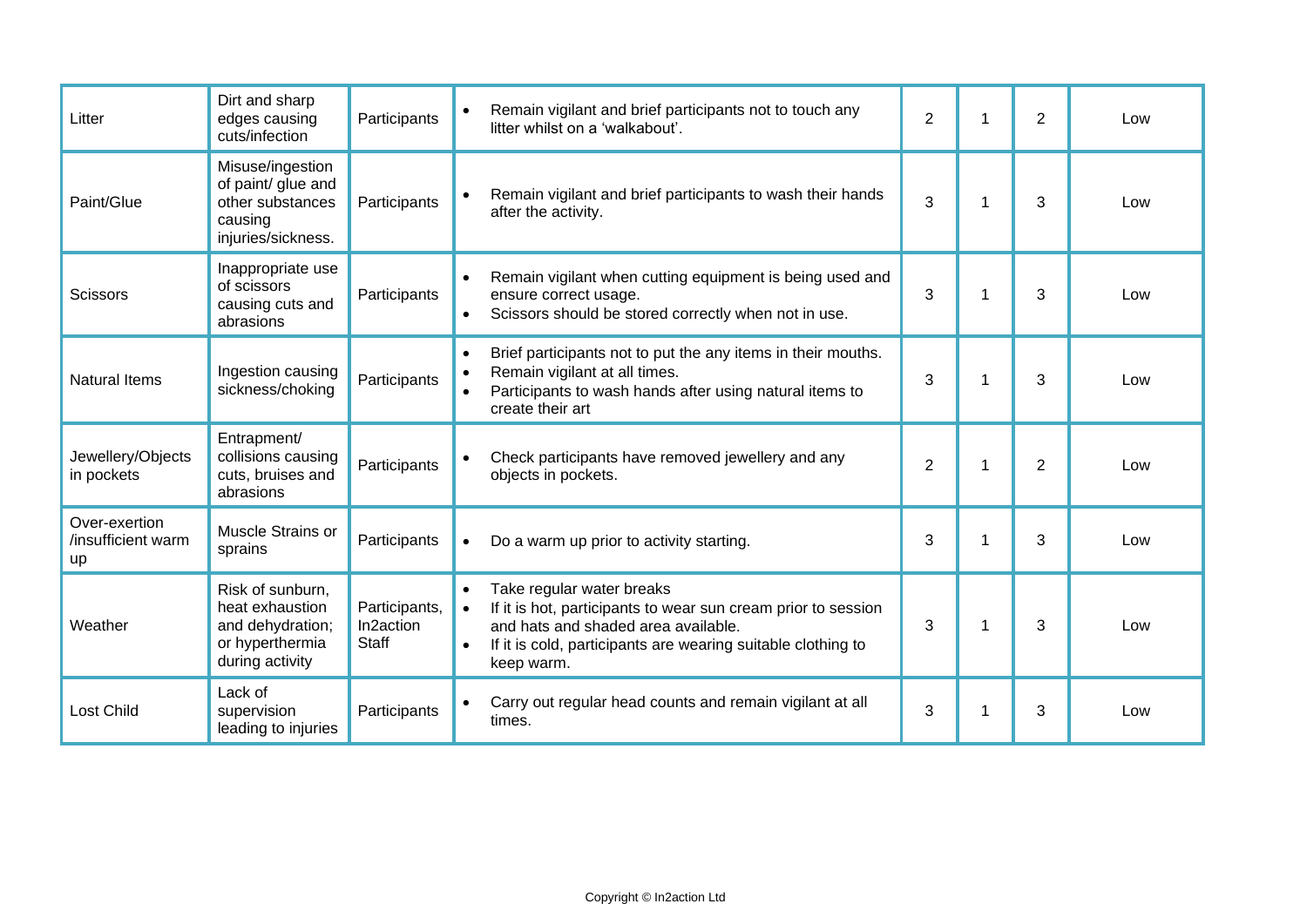| | | | | | | | |
|---|---|---|---|---|---|---|---|
| Litter | Dirt and sharp edges causing cuts/infection | Participants | • Remain vigilant and brief participants not to touch any litter whilst on a 'walkabout'. | 2 | 1 | 2 | Low |
| Paint/Glue | Misuse/ingestion of paint/ glue and other substances causing injuries/sickness. | Participants | • Remain vigilant and brief participants to wash their hands after the activity. | 3 | 1 | 3 | Low |
| Scissors | Inappropriate use of scissors causing cuts and abrasions | Participants | • Remain vigilant when cutting equipment is being used and ensure correct usage.<br>• Scissors should be stored correctly when not in use. | 3 | 1 | 3 | Low |
| Natural Items | Ingestion causing sickness/choking | Participants | • Brief participants not to put the any items in their mouths.<br>• Remain vigilant at all times.<br>• Participants to wash hands after using natural items to create their art | 3 | 1 | 3 | Low |
| Jewellery/Objects in pockets | Entrapment/ collisions causing cuts, bruises and abrasions | Participants | • Check participants have removed jewellery and any objects in pockets. | 2 | 1 | 2 | Low |
| Over-exertion /insufficient warm up | Muscle Strains or sprains | Participants | • Do a warm up prior to activity starting. | 3 | 1 | 3 | Low |
| Weather | Risk of sunburn, heat exhaustion and dehydration; or hyperthermia during activity | Participants, In2action Staff | • Take regular water breaks<br>• If it is hot, participants to wear sun cream prior to session and hats and shaded area available.<br>• If it is cold, participants are wearing suitable clothing to keep warm. | 3 | 1 | 3 | Low |
| Lost Child | Lack of supervision leading to injuries | Participants | • Carry out regular head counts and remain vigilant at all times. | 3 | 1 | 3 | Low |

Copyright © In2action Ltd